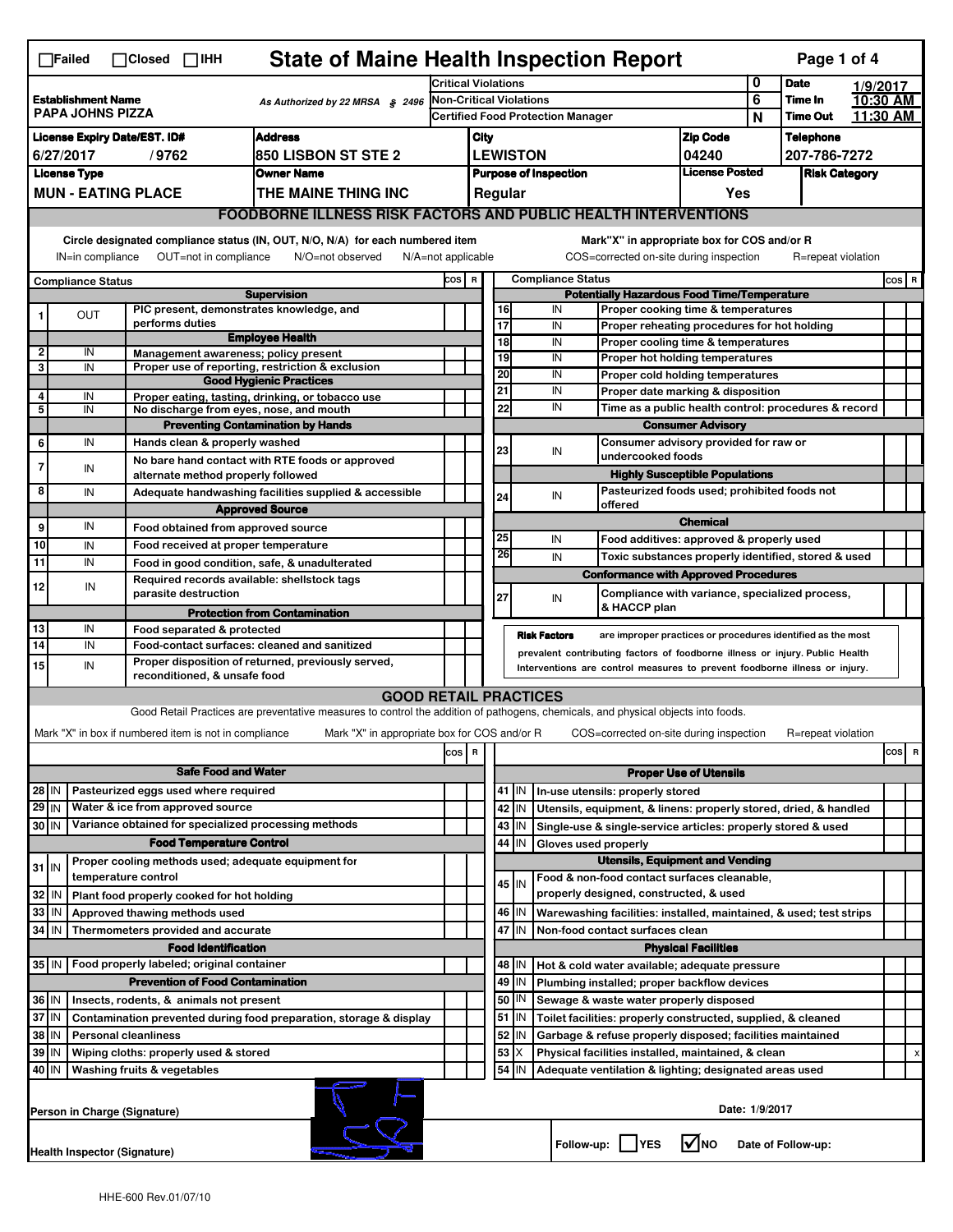☐Failed ☐Closed ☐IHH

# State of Maine Health Inspection Report

| | | | | |
|---|---|---|---|---|
| **Establishment Name** PAPA JOHNS PIZZA | As Authorized by 22 MRSA § 2496 | Critical Violations | 0 | **Date** 1/9/2017 |
| | | Non-Critical Violations | 6 | **Time In** 10:30 AM |
| | | Certified Food Protection Manager | N | **Time Out** 11:30 AM |

| License Expiry Date/EST. ID# | Address | City | Zip Code | Telephone |
|---|---|---|---|---|
| 6/27/2017 / 9762 | 850 LISBON ST STE 2 | LEWISTON | 04240 | 207-786-7272 |
| **License Type** | **Owner Name** | **Purpose of Inspection** | **License Posted** | **Risk Category** |
| MUN - EATING PLACE | THE MAINE THING INC | Regular | Yes | |

## FOODBORNE ILLNESS RISK FACTORS AND PUBLIC HEALTH INTERVENTIONS

Circle designated compliance status (IN, OUT, N/O, N/A) for each numbered item
IN=in compliance OUT=not in compliance N/O=not observed N/A=not applicable

Mark"X" in appropriate box for COS and/or R
COS=corrected on-site during inspection R=repeat violation

| # | Compliance Status | Item | COS | R |
|---|---|---|---|---|
| | | **Supervision** | | |
| 1 | OUT | PIC present, demonstrates knowledge, and performs duties | | |
| | | **Employee Health** | | |
| 2 | IN | Management awareness; policy present | | |
| 3 | IN | Proper use of reporting, restriction & exclusion | | |
| | | **Good Hygienic Practices** | | |
| 4 | IN | Proper eating, tasting, drinking, or tobacco use | | |
| 5 | IN | No discharge from eyes, nose, and mouth | | |
| | | **Preventing Contamination by Hands** | | |
| 6 | IN | Hands clean & properly washed | | |
| 7 | IN | No bare hand contact with RTE foods or approved alternate method properly followed | | |
| 8 | IN | Adequate handwashing facilities supplied & accessible | | |
| | | **Approved Source** | | |
| 9 | IN | Food obtained from approved source | | |
| 10 | IN | Food received at proper temperature | | |
| 11 | IN | Food in good condition, safe, & unadulterated | | |
| 12 | IN | Required records available: shellstock tags parasite destruction | | |
| | | **Protection from Contamination** | | |
| 13 | IN | Food separated & protected | | |
| 14 | IN | Food-contact surfaces: cleaned and sanitized | | |
| 15 | IN | Proper disposition of returned, previously served, reconditioned, & unsafe food | | |
| | | **Potentially Hazardous Food Time/Temperature** | | |
| 16 | IN | Proper cooking time & temperatures | | |
| 17 | IN | Proper reheating procedures for hot holding | | |
| 18 | IN | Proper cooling time & temperatures | | |
| 19 | IN | Proper hot holding temperatures | | |
| 20 | IN | Proper cold holding temperatures | | |
| 21 | IN | Proper date marking & disposition | | |
| 22 | IN | Time as a public health control: procedures & record | | |
| | | **Consumer Advisory** | | |
| 23 | IN | Consumer advisory provided for raw or undercooked foods | | |
| | | **Highly Susceptible Populations** | | |
| 24 | IN | Pasteurized foods used; prohibited foods not offered | | |
| | | **Chemical** | | |
| 25 | IN | Food additives: approved & properly used | | |
| 26 | IN | Toxic substances properly identified, stored & used | | |
| | | **Conformance with Approved Procedures** | | |
| 27 | IN | Compliance with variance, specialized process, & HACCP plan | | |

**Risk Factors** are improper practices or procedures identified as the most prevalent contributing factors of foodborne illness or injury. Public Health Interventions are control measures to prevent foodborne illness or injury.

## GOOD RETAIL PRACTICES

Good Retail Practices are preventative measures to control the addition of pathogens, chemicals, and physical objects into foods.

Mark "X" in box if numbered item is not in compliance Mark "X" in appropriate box for COS and/or R COS=corrected on-site during inspection R=repeat violation

| # | Status | Item | COS | R |
|---|---|---|---|---|
| | | **Safe Food and Water** | | |
| 28 | IN | Pasteurized eggs used where required | | |
| 29 | IN | Water & ice from approved source | | |
| 30 | IN | Variance obtained for specialized processing methods | | |
| | | **Food Temperature Control** | | |
| 31 | IN | Proper cooling methods used; adequate equipment for temperature control | | |
| 32 | IN | Plant food properly cooked for hot holding | | |
| 33 | IN | Approved thawing methods used | | |
| 34 | IN | Thermometers provided and accurate | | |
| | | **Food Identification** | | |
| 35 | IN | Food properly labeled; original container | | |
| | | **Prevention of Food Contamination** | | |
| 36 | IN | Insects, rodents, & animals not present | | |
| 37 | IN | Contamination prevented during food preparation, storage & display | | |
| 38 | IN | Personal cleanliness | | |
| 39 | IN | Wiping cloths: properly used & stored | | |
| 40 | IN | Washing fruits & vegetables | | |
| | | **Proper Use of Utensils** | | |
| 41 | IN | In-use utensils: properly stored | | |
| 42 | IN | Utensils, equipment, & linens: properly stored, dried, & handled | | |
| 43 | IN | Single-use & single-service articles: properly stored & used | | |
| 44 | IN | Gloves used properly | | |
| | | **Utensils, Equipment and Vending** | | |
| 45 | IN | Food & non-food contact surfaces cleanable, properly designed, constructed, & used | | |
| 46 | IN | Warewashing facilities: installed, maintained, & used; test strips | | |
| 47 | IN | Non-food contact surfaces clean | | |
| | | **Physical Facilities** | | |
| 48 | IN | Hot & cold water available; adequate pressure | | |
| 49 | IN | Plumbing installed; proper backflow devices | | |
| 50 | IN | Sewage & waste water properly disposed | | |
| 51 | IN | Toilet facilities: properly constructed, supplied, & cleaned | | |
| 52 | IN | Garbage & refuse properly disposed; facilities maintained | | |
| 53 | X | Physical facilities installed, maintained, & clean | | x |
| 54 | IN | Adequate ventilation & lighting; designated areas used | | |

Person in Charge (Signature) Date: 1/9/2017

Health Inspector (Signature) Follow-up: ☐ YES ☑ NO Date of Follow-up:

HHE-600 Rev.01/07/10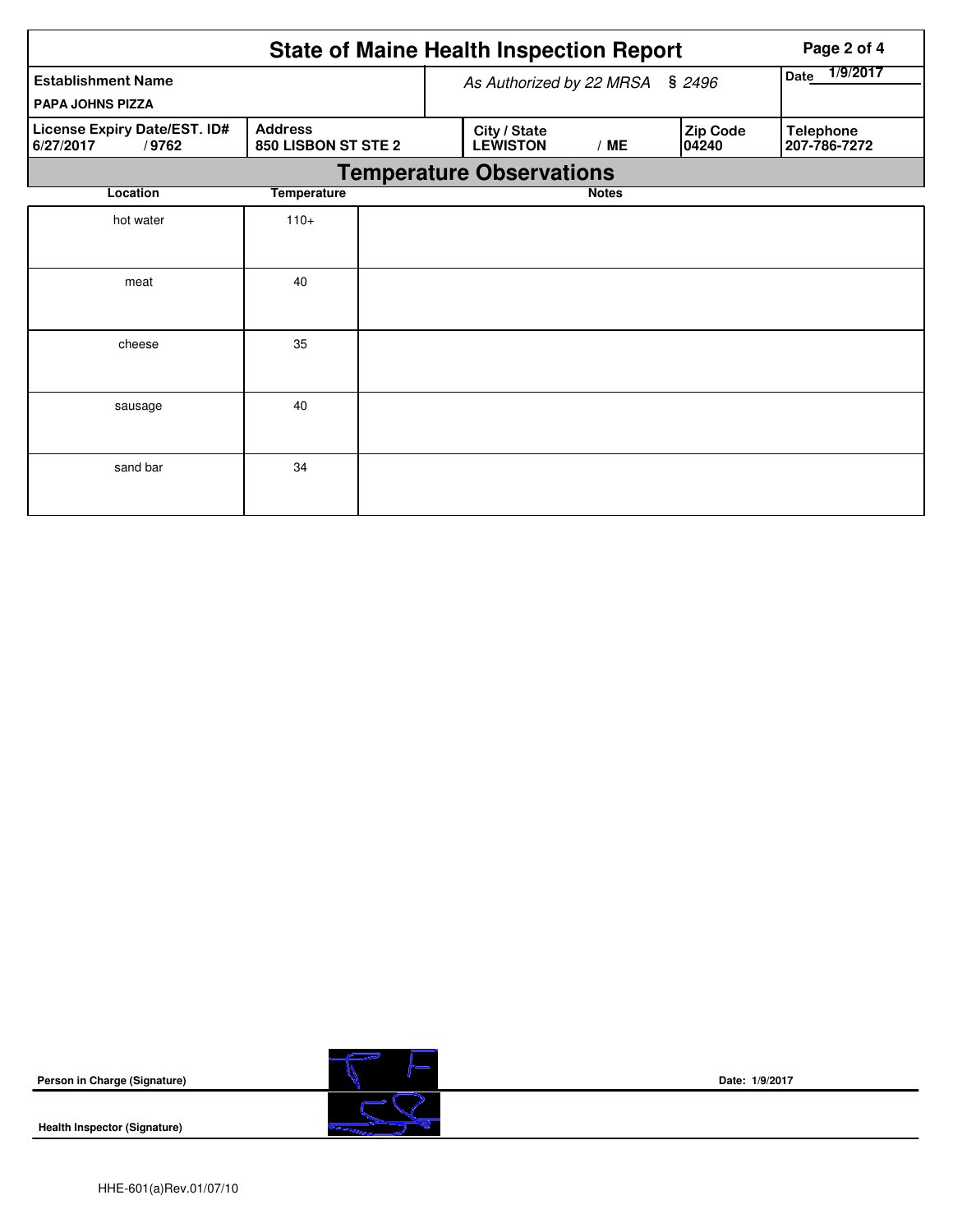# State of Maine Health Inspection Report

| Establishment Name | As Authorized by 22 MRSA § 2496 | Date 1/9/2017 |
|---|---|---|
| PAPA JOHNS PIZZA | | |

| License Expiry Date/EST. ID# | Address | City / State | Zip Code | Telephone |
|---|---|---|---|---|
| 6/27/2017 / 9762 | 850 LISBON ST STE 2 | LEWISTON / ME | 04240 | 207-786-7272 |

## Temperature Observations

| Location | Temperature | Notes |
|---|---|---|
| hot water | 110+ | |
| meat | 40 | |
| cheese | 35 | |
| sausage | 40 | |
| sand bar | 34 | |

**Person in Charge (Signature)** Date: 1/9/2017

**Health Inspector (Signature)**

HHE-601(a)Rev.01/07/10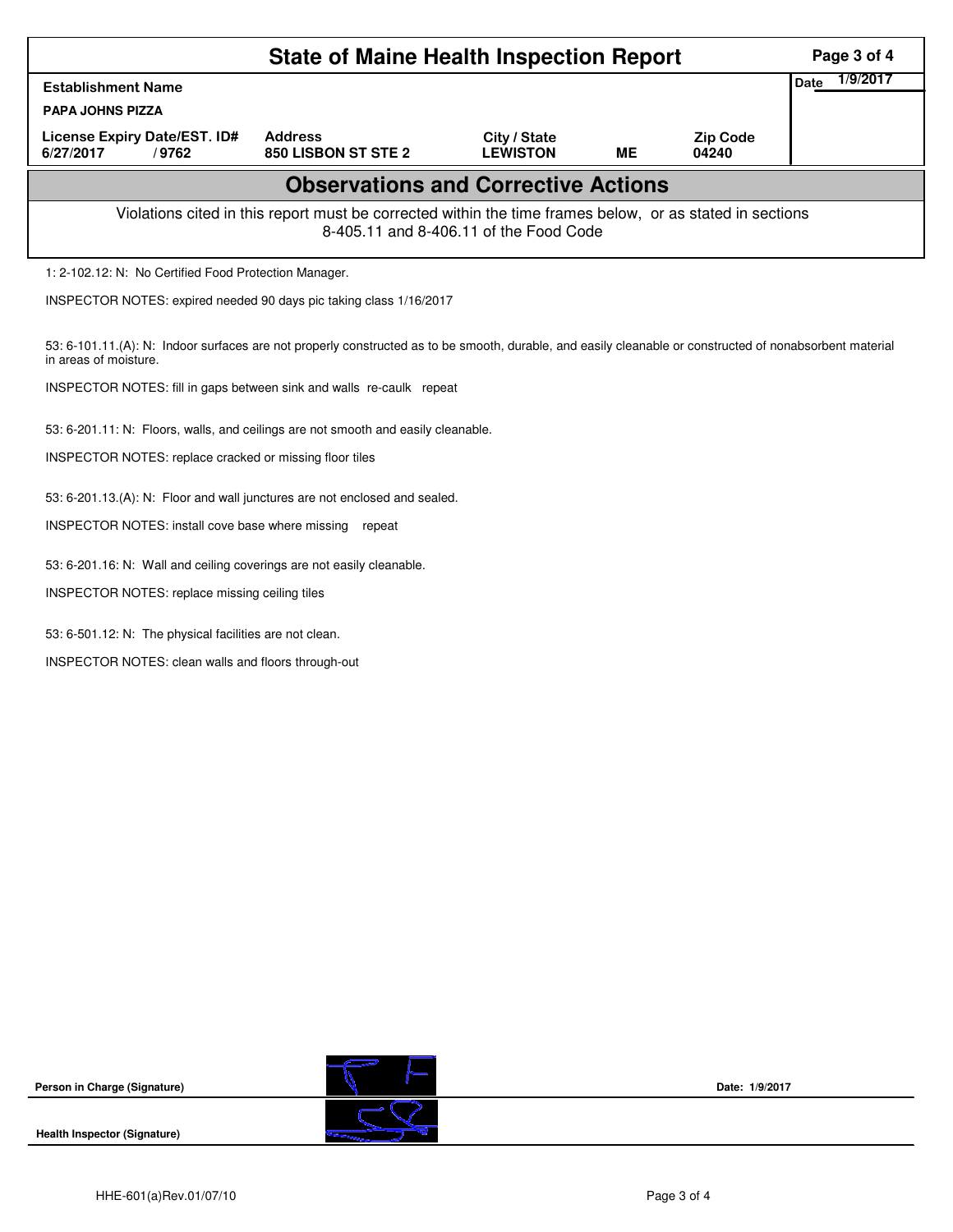# State of Maine Health Inspection Report

| Establishment Name | | | | | Date 1/9/2017 |
|---|---|---|---|---|---|
| PAPA JOHNS PIZZA | | | | | |
| License Expiry Date/EST. ID# | Address | City / State | | Zip Code | |
| 6/27/2017 / 9762 | 850 LISBON ST STE 2 | LEWISTON | ME | 04240 | |

## Observations and Corrective Actions

Violations cited in this report must be corrected within the time frames below, or as stated in sections 8-405.11 and 8-406.11 of the Food Code

1: 2-102.12: N: No Certified Food Protection Manager.

INSPECTOR NOTES: expired needed 90 days pic taking class 1/16/2017

53: 6-101.11.(A): N: Indoor surfaces are not properly constructed as to be smooth, durable, and easily cleanable or constructed of nonabsorbent material in areas of moisture.

INSPECTOR NOTES: fill in gaps between sink and walls re-caulk repeat

53: 6-201.11: N: Floors, walls, and ceilings are not smooth and easily cleanable.

INSPECTOR NOTES: replace cracked or missing floor tiles

53: 6-201.13.(A): N: Floor and wall junctures are not enclosed and sealed.

INSPECTOR NOTES: install cove base where missing repeat

53: 6-201.16: N: Wall and ceiling coverings are not easily cleanable.

INSPECTOR NOTES: replace missing ceiling tiles

53: 6-501.12: N: The physical facilities are not clean.

INSPECTOR NOTES: clean walls and floors through-out

Person in Charge (Signature) Date: 1/9/2017

Health Inspector (Signature)

HHE-601(a)Rev.01/07/10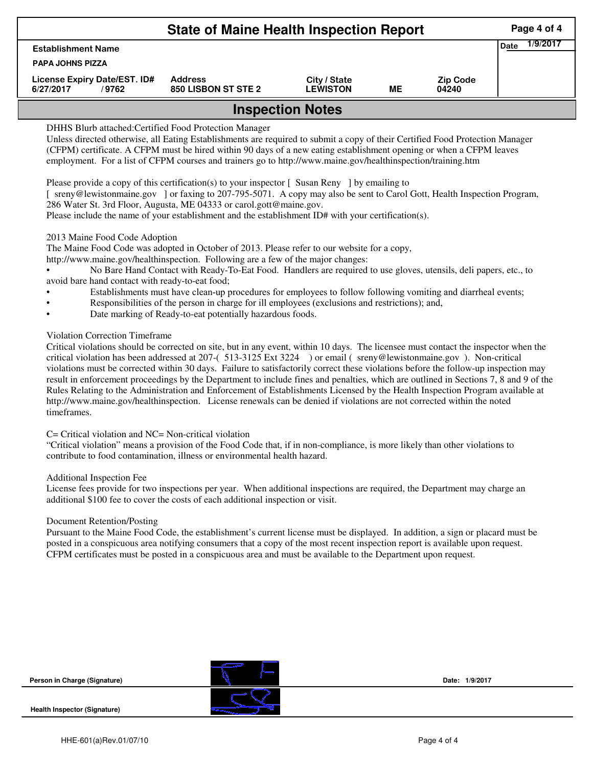# State of Maine Health Inspection Report

| | | | | | |
|---|---|---|---|---|---|
| **Establishment Name** | | | | | **Date** 1/9/2017 |
| **PAPA JOHNS PIZZA** | | | | | |
| **License Expiry Date/EST. ID#** | **Address** | **City / State** | | **Zip Code** | |
| **6/27/2017 / 9762** | **850 LISBON ST STE 2** | **LEWISTON** | **ME** | **04240** | |

## Inspection Notes

DHHS Blurb attached:Certified Food Protection Manager

Unless directed otherwise, all Eating Establishments are required to submit a copy of their Certified Food Protection Manager (CFPM) certificate. A CFPM must be hired within 90 days of a new eating establishment opening or when a CFPM leaves employment. For a list of CFPM courses and trainers go to http://www.maine.gov/healthinspection/training.htm

Please provide a copy of this certification(s) to your inspector [ Susan Reny ] by emailing to [ sreny@lewistonmaine.gov ] or faxing to 207-795-5071. A copy may also be sent to Carol Gott, Health Inspection Program, 286 Water St. 3rd Floor, Augusta, ME 04333 or carol.gott@maine.gov.

Please include the name of your establishment and the establishment ID# with your certification(s).

2013 Maine Food Code Adoption

The Maine Food Code was adopted in October of 2013. Please refer to our website for a copy, http://www.maine.gov/healthinspection. Following are a few of the major changes:

- No Bare Hand Contact with Ready-To-Eat Food. Handlers are required to use gloves, utensils, deli papers, etc., to avoid bare hand contact with ready-to-eat food;
- Establishments must have clean-up procedures for employees to follow following vomiting and diarrheal events;
- Responsibilities of the person in charge for ill employees (exclusions and restrictions); and,
- Date marking of Ready-to-eat potentially hazardous foods.

Violation Correction Timeframe

Critical violations should be corrected on site, but in any event, within 10 days. The licensee must contact the inspector when the critical violation has been addressed at 207-( 513-3125 Ext 3224 ) or email ( sreny@lewistonmaine.gov ). Non-critical violations must be corrected within 30 days. Failure to satisfactorily correct these violations before the follow-up inspection may result in enforcement proceedings by the Department to include fines and penalties, which are outlined in Sections 7, 8 and 9 of the Rules Relating to the Administration and Enforcement of Establishments Licensed by the Health Inspection Program available at http://www.maine.gov/healthinspection. License renewals can be denied if violations are not corrected within the noted timeframes.

C= Critical violation and NC= Non-critical violation

"Critical violation" means a provision of the Food Code that, if in non-compliance, is more likely than other violations to contribute to food contamination, illness or environmental health hazard.

Additional Inspection Fee

License fees provide for two inspections per year. When additional inspections are required, the Department may charge an additional $100 fee to cover the costs of each additional inspection or visit.

Document Retention/Posting

Pursuant to the Maine Food Code, the establishment's current license must be displayed. In addition, a sign or placard must be posted in a conspicuous area notifying consumers that a copy of the most recent inspection report is available upon request. CFPM certificates must be posted in a conspicuous area and must be available to the Department upon request.

**Person in Charge (Signature)** **Date: 1/9/2017**

**Health Inspector (Signature)**

HHE-601(a)Rev.01/07/10